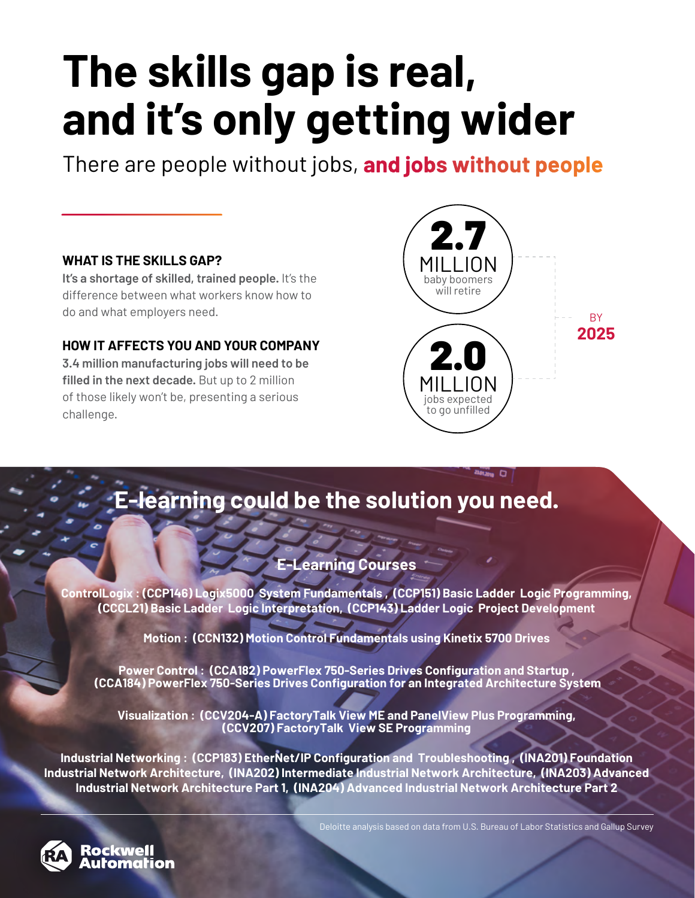# The skills gap is real, and it's only getting wider

There are people without jobs, **and jobs without people**

### WHAT IS THE SKILLS GAP?

**It's a shortage of skilled, trained people.** It's the difference between what workers know how to do and what employers need.

### HOW IT AFFECTS YOU AND YOUR COMPANY

**3.4 million manufacturing jobs will need to be filled in the next decade.** But up to 2 million of those likely won't be, presenting a serious challenge.

**2.7** MILLION baby boomers will retire

**2.0** MILLION jobs expected to go unfilled

BY **2025**

## E-learning could be the solution you need.

### E-Learning Courses

**ControlLogix : (CCP146) Logix5000 System Fundamentals , (CCP151) Basic Ladder Logic Programming, (CCCL21) Basic Ladder Logic Interpretation, (CCP143) Ladder Logic Project Development**

**Motion : (CCN132) Motion Control Fundamentals using Kinetix 5700 Drives**

**Power Control : (CCA182) PowerFlex 750-Series Drives Configuration and Startup , (CCA184) PowerFlex 750-Series Drives Configuration for an Integrated Architecture System**

**Visualization : (CCV204-A) FactoryTalk View ME and PanelView Plus Programming, (CCV207) FactoryTalk View SE Programming**

**Industrial Networking : (CCP183) EtherNet/IP Configuration and Troubleshooting , (INA201) Foundation Industrial Network Architecture, (INA202) Intermediate Industrial Network Architecture, (INA203) Advanced Industrial Network Architecture Part 1, (INA204) Advanced Industrial Network Architecture Part 2**

Deloitte analysis based on data from U.S. Bureau of Labor Statistics and Gallup Survey

Rockwell Automation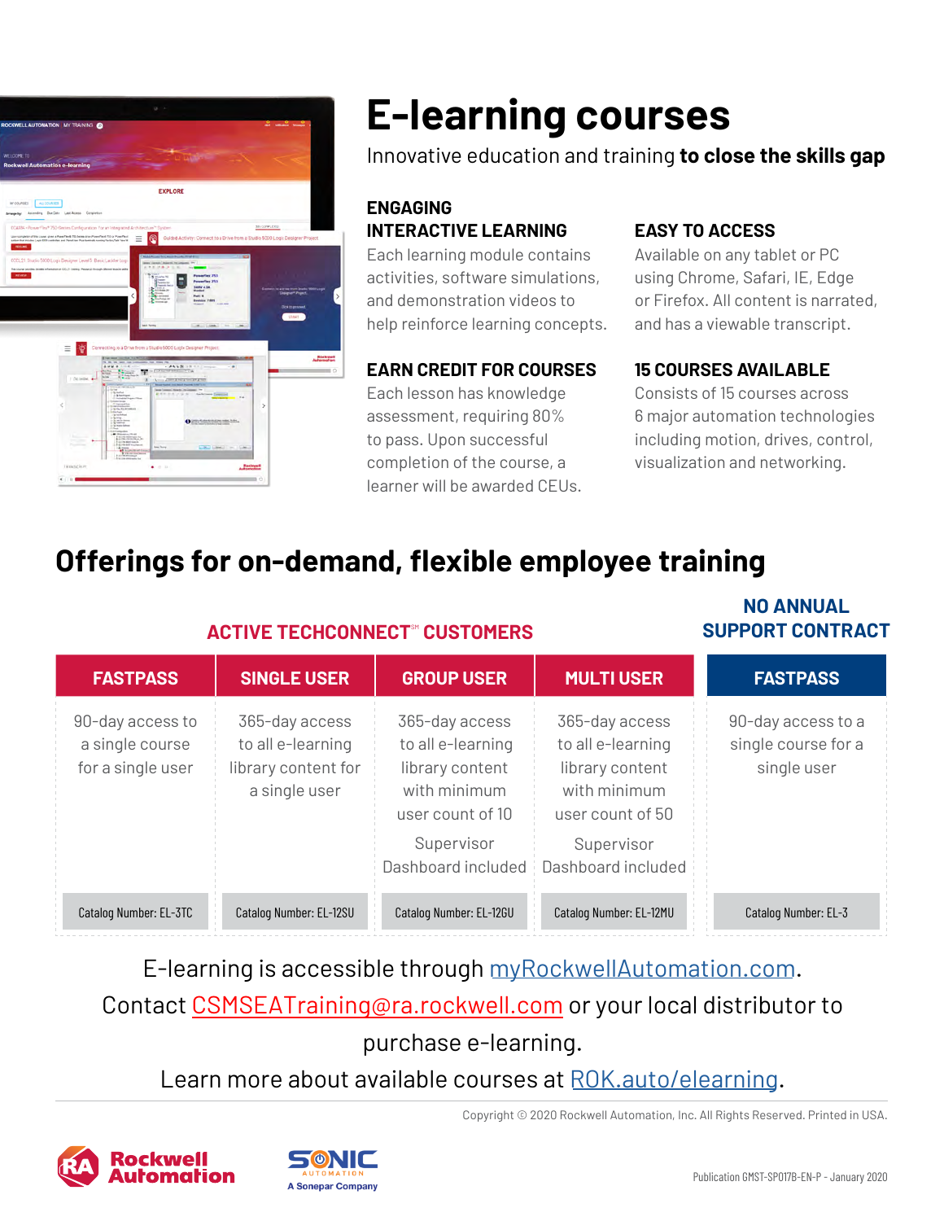# E-learning courses

Innovative education and training **to close the skills gap**

### ENGAGING INTERACTIVE LEARNING

Each learning module contains activities, software simulations, and demonstration videos to help reinforce learning concepts.

### EARN CREDIT FOR COURSES

Each lesson has knowledge assessment, requiring 80% to pass. Upon successful completion of the course, a learner will be awarded CEUs.

### EASY TO ACCESS

Available on any tablet or PC using Chrome, Safari, IE, Edge or Firefox. All content is narrated, and has a viewable transcript.

### 15 COURSES AVAILABLE

Consists of 15 courses across 6 major automation technologies including motion, drives, control, visualization and networking.

## Offerings for on-demand, flexible employee training

| ACTIVE TECHCONNECT℠ CUSTOMERS | | | | NO ANNUAL SUPPORT CONTRACT |
|---|---|---|---|---|
| **FASTPASS** | **SINGLE USER** | **GROUP USER** | **MULTI USER** | **FASTPASS** |
| 90-day access to a single course for a single user | 365-day access to all e-learning library content for a single user | 365-day access to all e-learning library content with minimum user count of 10<br><br>Supervisor Dashboard included | 365-day access to all e-learning library content with minimum user count of 50<br><br>Supervisor Dashboard included | 90-day access to a single course for a single user |
| Catalog Number: EL-3TC | Catalog Number: EL-12SU | Catalog Number: EL-12GU | Catalog Number: EL-12MU | Catalog Number: EL-3 |

E-learning is accessible through myRockwellAutomation.com.
Contact CSMSEATraining@ra.rockwell.com or your local distributor to purchase e-learning.
Learn more about available courses at ROK.auto/elearning.

Copyright © 2020 Rockwell Automation, Inc. All Rights Reserved. Printed in USA.

Rockwell Automation

SONIC AUTOMATION A Sonepar Company

Publication GMST-SP017B-EN-P - January 2020